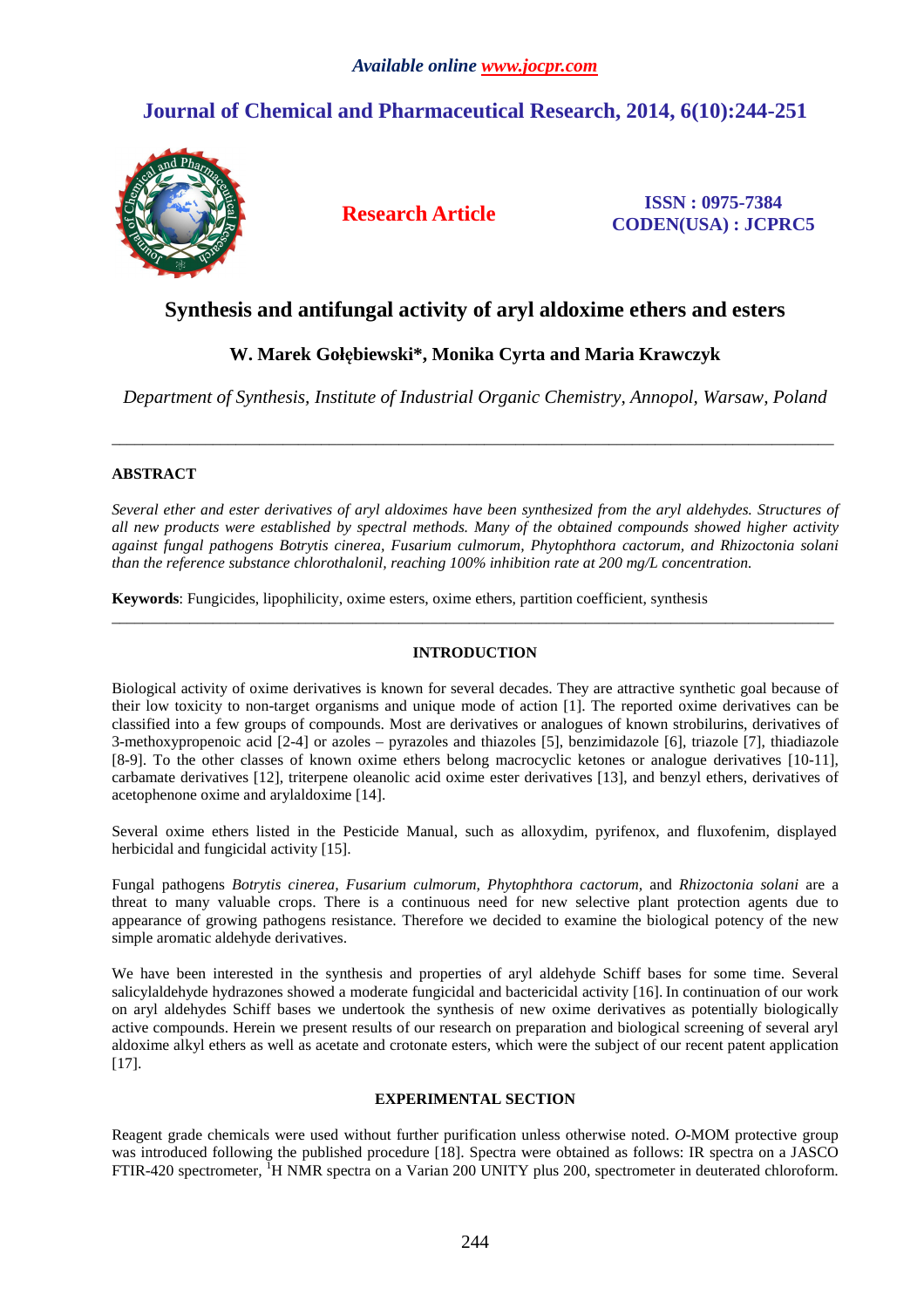# Synthesis and antifungal activity of aryl aldoxime ethers and esters

**W. Marek Gołębiewski\*, Monika Cyrta and Maria Krawczyk**

*Department of Synthesis, Institute of Industrial Organic Chemistry, Annopol, Warsaw, Poland*

---

## ABSTRACT

*Several ether and ester derivatives of aryl aldoximes have been synthesized from the aryl aldehydes. Structures of all new products were established by spectral methods. Many of the obtained compounds showed higher activity against fungal pathogens Botrytis cinerea, Fusarium culmorum, Phytophthora cactorum, and Rhizoctonia solani than the reference substance chlorothalonil, reaching 100% inhibition rate at 200 mg/L concentration.*

**Keywords**: Fungicides, lipophilicity, oxime esters, oxime ethers, partition coefficient, synthesis

---

## INTRODUCTION

Biological activity of oxime derivatives is known for several decades. They are attractive synthetic goal because of their low toxicity to non-target organisms and unique mode of action [1]. The reported oxime derivatives can be classified into a few groups of compounds. Most are derivatives or analogues of known strobilurins, derivatives of 3-methoxypropenoic acid [2-4] or azoles – pyrazoles and thiazoles [5], benzimidazole [6], triazole [7], thiadiazole [8-9]. To the other classes of known oxime ethers belong macrocyclic ketones or analogue derivatives [10-11], carbamate derivatives [12], triterpene oleanolic acid oxime ester derivatives [13], and benzyl ethers, derivatives of acetophenone oxime and arylaldoxime [14].

Several oxime ethers listed in the Pesticide Manual, such as alloxydim, pyrifenox, and fluxofenim, displayed herbicidal and fungicidal activity [15].

Fungal pathogens *Botrytis cinerea, Fusarium culmorum, Phytophthora cactorum,* and *Rhizoctonia solani* are a threat to many valuable crops. There is a continuous need for new selective plant protection agents due to appearance of growing pathogens resistance. Therefore we decided to examine the biological potency of the new simple aromatic aldehyde derivatives.

We have been interested in the synthesis and properties of aryl aldehyde Schiff bases for some time. Several salicylaldehyde hydrazones showed a moderate fungicidal and bactericidal activity [16]. In continuation of our work on aryl aldehydes Schiff bases we undertook the synthesis of new oxime derivatives as potentially biologically active compounds. Herein we present results of our research on preparation and biological screening of several aryl aldoxime alkyl ethers as well as acetate and crotonate esters, which were the subject of our recent patent application [17].

## EXPERIMENTAL SECTION

Reagent grade chemicals were used without further purification unless otherwise noted. *O*-MOM protective group was introduced following the published procedure [18]. Spectra were obtained as follows: IR spectra on a JASCO FTIR-420 spectrometer, $^{1}$H NMR spectra on a Varian 200 UNITY plus 200, spectrometer in deuterated chloroform.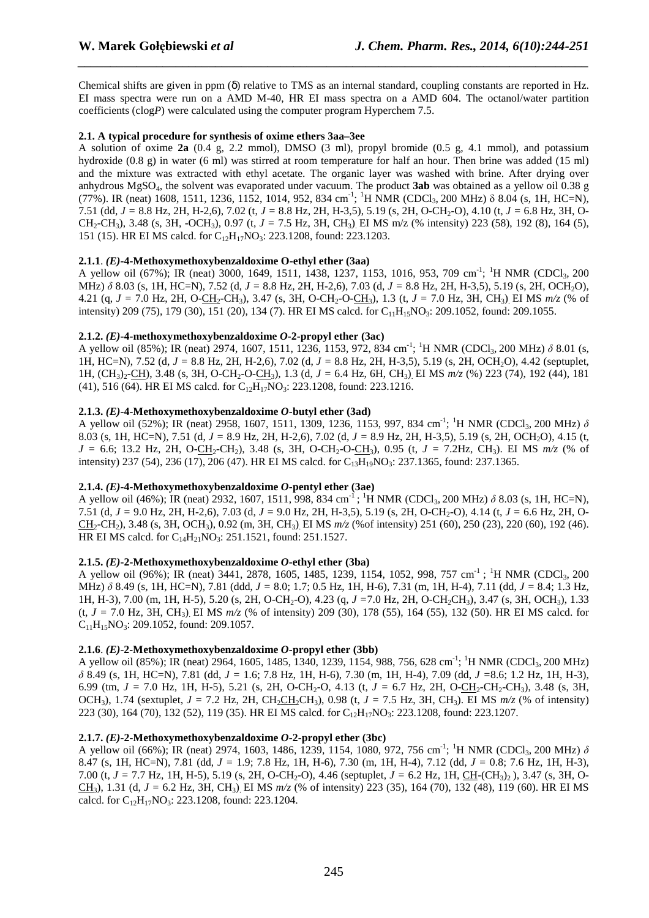Chemical shifts are given in ppm (δ) relative to TMS as an internal standard, coupling constants are reported in Hz. EI mass spectra were run on a AMD M-40, HR EI mass spectra on a AMD 604. The octanol/water partition coefficients (clog*P*) were calculated using the computer program Hyperchem 7.5.

**2.1. A typical procedure for synthesis of oxime ethers 3aa–3ee**

A solution of oxime **2a** (0.4 g, 2.2 mmol), DMSO (3 ml), propyl bromide (0.5 g, 4.1 mmol), and potassium hydroxide (0.8 g) in water (6 ml) was stirred at room temperature for half an hour. Then brine was added (15 ml) and the mixture was extracted with ethyl acetate. The organic layer was washed with brine. After drying over anhydrous $MgSO_4$, the solvent was evaporated under vacuum. The product **3ab** was obtained as a yellow oil 0.38 g (77%). IR (neat) 1608, 1511, 1236, 1152, 1014, 952, 834 $cm^{-1}$; $^1$H NMR ($CDCl_3$, 200 MHz) δ 8.04 (s, 1H, HC=N), 7.51 (dd, *J* = 8.8 Hz, 2H, H-2,6), 7.02 (t, *J* = 8.8 Hz, 2H, H-3,5), 5.19 (s, 2H, O-$CH_2$-O), 4.10 (t, *J* = 6.8 Hz, 3H, O-$CH_2$-$CH_3$), 3.48 (s, 3H, -$OCH_3$), 0.97 (t, *J* = 7.5 Hz, 3H, $CH_3$). EI MS m/z (% intensity) 223 (58), 192 (8), 164 (5), 151 (15). HR EI MS calcd. for $C_{12}H_{17}NO_3$: 223.1208, found: 223.1203.

**2.1.1**. ***(E)*-4-Methoxymethoxybenzaldoxime O-ethyl ether (3aa)**

A yellow oil (67%); IR (neat) 3000, 1649, 1511, 1438, 1237, 1153, 1016, 953, 709 $cm^{-1}$; $^1$H NMR ($CDCl_3$, 200 MHz) *δ* 8.03 (s, 1H, HC=N), 7.52 (d, *J* = 8.8 Hz, 2H, H-2,6), 7.03 (d, *J* = 8.8 Hz, 2H, H-3,5), 5.19 (s, 2H, $OCH_2O$), 4.21 (q, *J* = 7.0 Hz, 2H, O-$CH_2$-$CH_3$), 3.47 (s, 3H, O-$CH_2$-O-$CH_3$), 1.3 (t, *J* = 7.0 Hz, 3H, $CH_3$). EI MS *m/z* (% of intensity) 209 (75), 179 (30), 151 (20), 134 (7). HR EI MS calcd. for $C_{11}H_{15}NO_3$: 209.1052, found: 209.1055.

**2.1.2.** ***(E)*-4-methoxymethoxybenzaldoxime *O*-2-propyl ether (3ac)**

A yellow oil (85%); IR (neat) 2974, 1607, 1511, 1236, 1153, 972, 834 $cm^{-1}$; $^1$H NMR ($CDCl_3$, 200 MHz) *δ* 8.01 (s, 1H, HC=N), 7.52 (d, *J* = 8.8 Hz, 2H, H-2,6), 7.02 (d, *J* = 8.8 Hz, 2H, H-3,5), 5.19 (s, 2H, $OCH_2O$), 4.42 (septuplet, 1H, $(CH_3)_2$-CH), 3.48 (s, 3H, O-$CH_2$-O-$CH_3$), 1.3 (d, *J* = 6.4 Hz, 6H, $CH_3$). EI MS *m/z* (%) 223 (74), 192 (44), 181 (41), 516 (64). HR EI MS calcd. for $C_{12}H_{17}NO_3$: 223.1208, found: 223.1216.

**2.1.3.** ***(E)*-4-Methoxymethoxybenzaldoxime *O*-butyl ether (3ad)**

A yellow oil (52%); IR (neat) 2958, 1607, 1511, 1309, 1236, 1153, 997, 834 $cm^{-1}$; $^1$H NMR ($CDCl_3$, 200 MHz) *δ* 8.03 (s, 1H, HC=N), 7.51 (d, *J* = 8.9 Hz, 2H, H-2,6), 7.02 (d, *J* = 8.9 Hz, 2H, H-3,5), 5.19 (s, 2H, $OCH_2O$), 4.15 (t, *J* = 6.6; 13.2 Hz, 2H, O-$CH_2$-$CH_2$), 3.48 (s, 3H, O-$CH_2$-O-$CH_3$), 0.95 (t, *J* = 7.2Hz, $CH_3$). EI MS *m/z* (% of intensity) 237 (54), 236 (17), 206 (47). HR EI MS calcd. for $C_{13}H_{19}NO_3$: 237.1365, found: 237.1365.

**2.1.4.** ***(E)*-4-Methoxymethoxybenzaldoxime *O*-pentyl ether (3ae)**

A yellow oil (46%); IR (neat) 2932, 1607, 1511, 998, 834 $cm^{-1}$ ; $^1$H NMR ($CDCl_3$, 200 MHz) *δ* 8.03 (s, 1H, HC=N), 7.51 (d, *J* = 9.0 Hz, 2H, H-2,6), 7.03 (d, *J* = 9.0 Hz, 2H, H-3,5), 5.19 (s, 2H, O-$CH_2$-O), 4.14 (t, *J* = 6.6 Hz, 2H, O-$CH_2$-$CH_2$), 3.48 (s, 3H, $OCH_3$), 0.92 (m, 3H, $CH_3$). EI MS *m/z* (%of intensity) 251 (60), 250 (23), 220 (60), 192 (46). HR EI MS calcd. for $C_{14}H_{21}NO_3$: 251.1521, found: 251.1527.

**2.1.5.** ***(E)*-2-Methoxymethoxybenzaldoxime *O*-ethyl ether (3ba)**

A yellow oil (96%); IR (neat) 3441, 2878, 1605, 1485, 1239, 1154, 1052, 998, 757 $cm^{-1}$ ; $^1$H NMR ($CDCl_3$, 200 MHz) *δ* 8.49 (s, 1H, HC=N), 7.81 (ddd, *J* = 8.0; 1.7; 0.5 Hz, 1H, H-6), 7.31 (m, 1H, H-4), 7.11 (dd, *J* = 8.4; 1.3 Hz, 1H, H-3), 7.00 (m, 1H, H-5), 5.20 (s, 2H, O-$CH_2$-O), 4.23 (q, *J* =7.0 Hz, 2H, O-$CH_2CH_3$), 3.47 (s, 3H, $OCH_3$), 1.33 (t, *J* = 7.0 Hz, 3H, $CH_3$). EI MS *m/z* (% of intensity) 209 (30), 178 (55), 164 (55), 132 (50). HR EI MS calcd. for $C_{11}H_{15}NO_3$: 209.1052, found: 209.1057.

**2.1.6**. ***(E)*-2-Methoxymethoxybenzaldoxime *O*-propyl ether (3bb)**

A yellow (85%); IR (neat) 2964, 1605, 1485, 1340, 1239, 1154, 988, 756, 628 $cm^{-1}$; $^1$H NMR ($CDCl_3$, 200 MHz) *δ* 8.49 (s, 1H, HC=N), 7.81 (dd, *J* = 1.6; 7.8 Hz, 1H, H-6), 7.30 (m, 1H, H-4), 7.09 (dd, *J* =8.6; 1.2 Hz, 1H, H-3), 6.99 (tm, *J* = 7.0 Hz, 1H, H-5), 5.21 (s, 2H, O-$CH_2$-O, 4.13 (t, *J* = 6.7 Hz, 2H, O-$CH_2$-$CH_2$-$CH_3$), 3.48 (s, 3H, $OCH_3$), 1.74 (sextuplet, *J* = 7.2 Hz, 2H, $CH_2CH_2CH_3$), 0.98 (t, *J* = 7.5 Hz, 3H, $CH_3$). EI MS *m/z* (% of intensity) 223 (30), 164 (70), 132 (52), 119 (35). HR EI MS calcd. for $C_{12}H_{17}NO_3$: 223.1208, found: 223.1207.

**2.1.7.** ***(E)*-2-Methoxymethoxybenzaldoxime *O*-2-propyl ether (3bc)**

A yellow oil (66%); IR (neat) 2974, 1603, 1486, 1239, 1154, 1080, 972, 756 $cm^{-1}$; $^1$H NMR ($CDCl_3$, 200 MHz) *δ* 8.47 (s, 1H, HC=N), 7.81 (dd, *J* = 1.9; 7.8 Hz, 1H, H-6), 7.30 (m, 1H, H-4), 7.12 (dd, *J* = 0.8; 7.6 Hz, 1H, H-3), 7.00 (t, *J* = 7.7 Hz, 1H, H-5), 5.19 (s, 2H, O-$CH_2$-O), 4.46 (septuplet, *J* = 6.2 Hz, 1H, CH-$(CH_3)_2$ ), 3.47 (s, 3H, O-$CH_3$), 1.31 (d, *J* = 6.2 Hz, 3H, $CH_3$). EI MS *m/z* (% of intensity) 223 (35), 164 (70), 132 (48), 119 (60). HR EI MS calcd. for $C_{12}H_{17}NO_3$: 223.1208, found: 223.1204.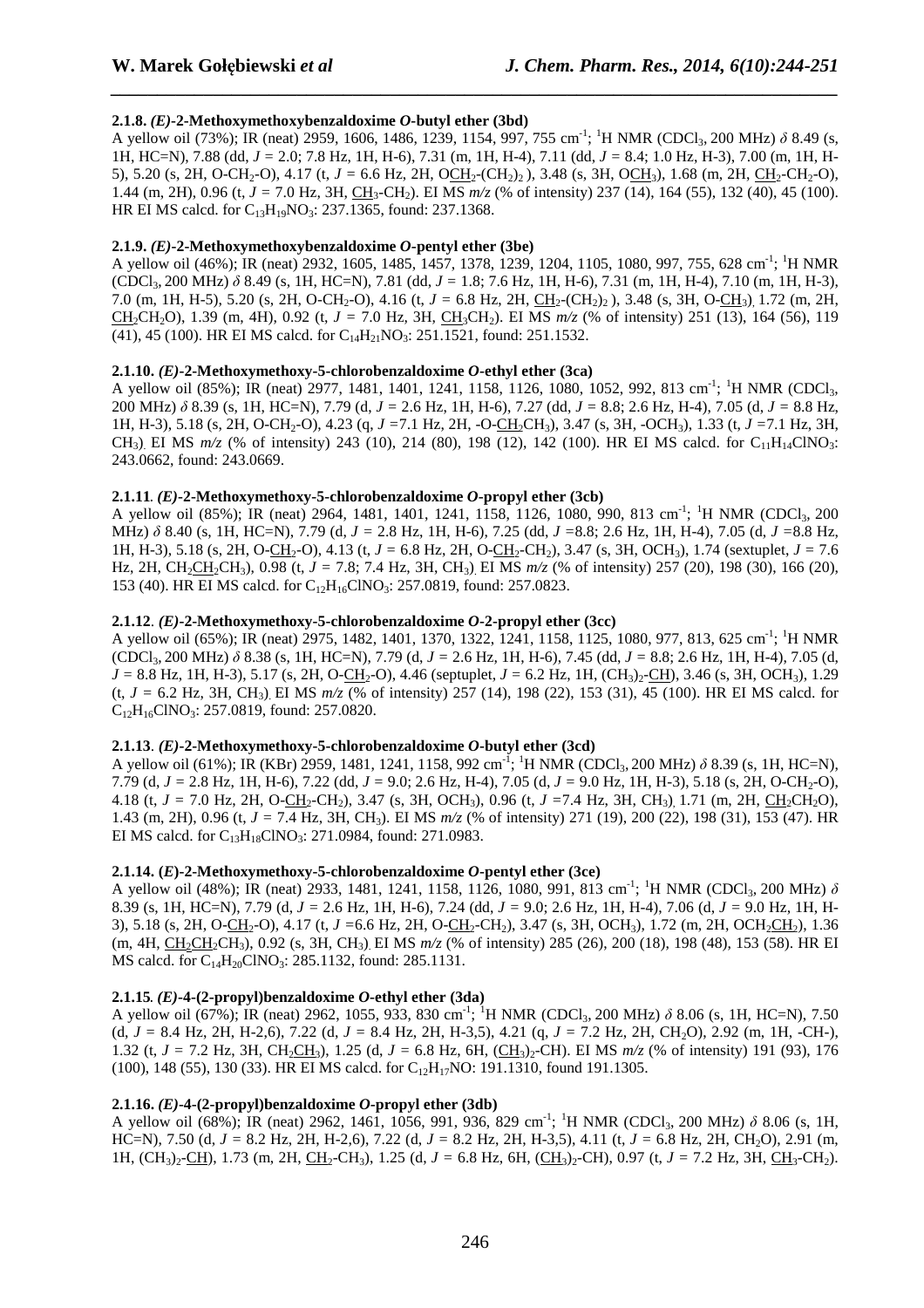#### 2.1.8. *(E)*-2-Methoxymethoxybenzaldoxime *O*-butyl ether (3bd)

A yellow oil (73%); IR (neat) 2959, 1606, 1486, 1239, 1154, 997, 755 $cm^{-1}$; $^{1}H$ NMR ($CDCl_3$, 200 MHz) $\delta$ 8.49 (s, 1H, HC=N), 7.88 (dd, *J* = 2.0; 7.8 Hz, 1H, H-6), 7.31 (m, 1H, H-4), 7.11 (dd, *J* = 8.4; 1.0 Hz, H-3), 7.00 (m, 1H, H-5), 5.20 (s, 2H, O-$CH_2$-O), 4.17 (t, *J* = 6.6 Hz, 2H, O<u>$CH_2$</u>-$(CH_2)_2$ ), 3.48 (s, 3H, O<u>$CH_3$</u>), 1.68 (m, 2H, <u>$CH_2$</u>-$CH_2$-O), 1.44 (m, 2H), 0.96 (t, *J* = 7.0 Hz, 3H, <u>$CH_3$</u>-$CH_2$). EI MS *m/z* (% of intensity) 237 (14), 164 (55), 132 (40), 45 (100). HR EI MS calcd. for $C_{13}H_{19}NO_3$: 237.1365, found: 237.1368.

#### 2.1.9. *(E)*-2-Methoxymethoxybenzaldoxime *O*-pentyl ether (3be)

A yellow oil (46%); IR (neat) 2932, 1605, 1485, 1457, 1378, 1239, 1204, 1105, 1080, 997, 755, 628 $cm^{-1}$; $^{1}H$ NMR ($CDCl_3$, 200 MHz) $\delta$ 8.49 (s, 1H, HC=N), 7.81 (dd, *J* = 1.8; 7.6 Hz, 1H, H-6), 7.31 (m, 1H, H-4), 7.10 (m, 1H, H-3), 7.0 (m, 1H, H-5), 5.20 (s, 2H, O-$CH_2$-O), 4.16 (t, *J* = 6.8 Hz, 2H, <u>$CH_2$</u>-$(CH_2)_2$ ), 3.48 (s, 3H, O-<u>$CH_3$</u>), 1.72 (m, 2H, <u>$CH_2$</u>$CH_2$O), 1.39 (m, 4H), 0.92 (t, *J* = 7.0 Hz, 3H, <u>$CH_3$</u>$CH_2$). EI MS *m/z* (% of intensity) 251 (13), 164 (56), 119 (41), 45 (100). HR EI MS calcd. for $C_{14}H_{21}NO_3$: 251.1521, found: 251.1532.

#### 2.1.10. *(E)*-2-Methoxymethoxy-5-chlorobenzaldoxime *O*-ethyl ether (3ca)

A yellow oil (85%); IR (neat) 2977, 1481, 1401, 1241, 1158, 1126, 1080, 1052, 992, 813 $cm^{-1}$; $^{1}H$ NMR ($CDCl_3$, 200 MHz) $\delta$ 8.39 (s, 1H, HC=N), 7.79 (d, *J* = 2.6 Hz, 1H, H-6), 7.27 (dd, *J* = 8.8; 2.6 Hz, H-4), 7.05 (d, *J* = 8.8 Hz, 1H, H-3), 5.18 (s, 2H, O-$CH_2$-O), 4.23 (q, *J* =7.1 Hz, 2H, -O-<u>$CH_2$</u>$CH_3$), 3.47 (s, 3H, -O$CH_3$), 1.33 (t, *J* =7.1 Hz, 3H, $CH_3$). EI MS *m/z* (% of intensity) 243 (10), 214 (80), 198 (12), 142 (100). HR EI MS calcd. for $C_{11}H_{14}ClNO_3$: 243.0662, found: 243.0669.

#### 2.1.11. *(E)*-2-Methoxymethoxy-5-chlorobenzaldoxime *O*-propyl ether (3cb)

A yellow oil (85%); IR (neat) 2964, 1481, 1401, 1241, 1158, 1126, 1080, 990, 813 $cm^{-1}$; $^{1}H$ NMR ($CDCl_3$, 200 MHz) $\delta$ 8.40 (s, 1H, HC=N), 7.79 (d, *J* = 2.8 Hz, 1H, H-6), 7.25 (dd, *J* =8.8; 2.6 Hz, 1H, H-4), 7.05 (d, *J* =8.8 Hz, 1H, H-3), 5.18 (s, 2H, O-<u>$CH_2$</u>-O), 4.13 (t, *J* = 6.8 Hz, 2H, O-<u>$CH_2$</u>-$CH_2$), 3.47 (s, 3H, O$CH_3$), 1.74 (sextuplet, *J* = 7.6 Hz, 2H, $CH_2$<u>$CH_2$</u>$CH_3$), 0.98 (t, *J* = 7.8; 7.4 Hz, 3H, $CH_3$). EI MS *m/z* (% of intensity) 257 (20), 198 (30), 166 (20), 153 (40). HR EI MS calcd. for $C_{12}H_{16}ClNO_3$: 257.0819, found: 257.0823.

#### 2.1.12. *(E)*-2-Methoxymethoxy-5-chlorobenzaldoxime *O*-2-propyl ether (3cc)

A yellow oil (65%); IR (neat) 2975, 1482, 1401, 1370, 1322, 1241, 1158, 1125, 1080, 977, 813, 625 $cm^{-1}$; $^{1}H$ NMR ($CDCl_3$, 200 MHz) $\delta$ 8.38 (s, 1H, HC=N), 7.79 (d, *J* = 2.6 Hz, 1H, H-6), 7.45 (dd, *J* = 8.8; 2.6 Hz, 1H, H-4), 7.05 (d, *J* = 8.8 Hz, 1H, H-3), 5.17 (s, 2H, O-<u>$CH_2$</u>-O), 4.46 (septuplet, *J* = 6.2 Hz, 1H, $(CH_3)_2$-<u>CH</u>), 3.46 (s, 3H, O$CH_3$), 1.29 (t, *J* = 6.2 Hz, 3H, $CH_3$). EI MS *m/z* (% of intensity) 257 (14), 198 (22), 153 (31), 45 (100). HR EI MS calcd. for $C_{12}H_{16}ClNO_3$: 257.0819, found: 257.0820.

#### 2.1.13. *(E)*-2-Methoxymethoxy-5-chlorobenzaldoxime *O*-butyl ether (3cd)

A yellow oil (61%); IR (KBr) 2959, 1481, 1241, 1158, 992 $cm^{-1}$; $^{1}H$ NMR ($CDCl_3$, 200 MHz) $\delta$ 8.39 (s, 1H, HC=N), 7.79 (d, *J* = 2.8 Hz, 1H, H-6), 7.22 (dd, *J* = 9.0; 2.6 Hz, H-4), 7.05 (d, *J* = 9.0 Hz, 1H, H-3), 5.18 (s, 2H, O-$CH_2$-O), 4.18 (t, *J* = 7.0 Hz, 2H, O-<u>$CH_2$</u>-$CH_2$), 3.47 (s, 3H, O$CH_3$), 0.96 (t, *J* =7.4 Hz, 3H, $CH_3$). 1.71 (m, 2H, <u>$CH_2$</u>$CH_2$O), 1.43 (m, 2H), 0.96 (t, *J* = 7.4 Hz, 3H, $CH_3$). EI MS *m/z* (% of intensity) 271 (19), 200 (22), 198 (31), 153 (47). HR EI MS calcd. for $C_{13}H_{18}ClNO_3$: 271.0984, found: 271.0983.

#### 2.1.14. (*E*)-2-Methoxymethoxy-5-chlorobenzaldoxime *O*-pentyl ether (3ce)

A yellow oil (48%); IR (neat) 2933, 1481, 1241, 1158, 1126, 1080, 991, 813 $cm^{-1}$; $^{1}H$ NMR ($CDCl_3$, 200 MHz) $\delta$ 8.39 (s, 1H, HC=N), 7.79 (d, *J* = 2.6 Hz, 1H, H-6), 7.24 (dd, *J* = 9.0; 2.6 Hz, 1H, H-4), 7.06 (d, *J* = 9.0 Hz, 1H, H-3), 5.18 (s, 2H, O-<u>$CH_2$</u>-O), 4.17 (t, *J* =6.6 Hz, 2H, O-<u>$CH_2$</u>-$CH_2$), 3.47 (s, 3H, O$CH_3$), 1.72 (m, 2H, O$CH_2$<u>$CH_2$</u>), 1.36 (m, 4H, <u>$CH_2$$CH_2$</u>$CH_3$), 0.92 (s, 3H, $CH_3$). EI MS *m/z* (% of intensity) 285 (26), 200 (18), 198 (48), 153 (58). HR EI MS calcd. for $C_{14}H_{20}ClNO_3$: 285.1132, found: 285.1131.

#### 2.1.15. *(E)*-4-(2-propyl)benzaldoxime *O*-ethyl ether (3da)

A yellow oil (67%); IR (neat) 2962, 1055, 933, 830 $cm^{-1}$; $^{1}H$ NMR ($CDCl_3$, 200 MHz) $\delta$ 8.06 (s, 1H, HC=N), 7.50 (d, *J* = 8.4 Hz, 2H, H-2,6), 7.22 (d, *J* = 8.4 Hz, 2H, H-3,5), 4.21 (q, *J* = 7.2 Hz, 2H, $CH_2$O), 2.92 (m, 1H, -CH-), 1.32 (t, *J* = 7.2 Hz, 3H, $CH_2$<u>$CH_3$</u>), 1.25 (d, *J* = 6.8 Hz, 6H, <u>$(CH_3)_2$</u>-CH). EI MS *m/z* (% of intensity) 191 (93), 176 (100), 148 (55), 130 (33). HR EI MS calcd. for $C_{12}H_{17}NO$: 191.1310, found 191.1305.

#### 2.1.16. *(E)*-4-(2-propyl)benzaldoxime *O*-propyl ether (3db)

A yellow oil (68%); IR (neat) 2962, 1461, 1056, 991, 936, 829 $cm^{-1}$; $^{1}H$ NMR ($CDCl_3$, 200 MHz) $\delta$ 8.06 (s, 1H, HC=N), 7.50 (d, *J* = 8.2 Hz, 2H, H-2,6), 7.22 (d, *J* = 8.2 Hz, 2H, H-3,5), 4.11 (t, *J* = 6.8 Hz, 2H, $CH_2$O), 2.91 (m, 1H, $(CH_3)_2$-<u>CH</u>), 1.73 (m, 2H, <u>$CH_2$</u>-$CH_3$), 1.25 (d, *J* = 6.8 Hz, 6H, <u>$(CH_3)_2$</u>-CH), 0.97 (t, *J* = 7.2 Hz, 3H, <u>$CH_3$</u>-$CH_2$).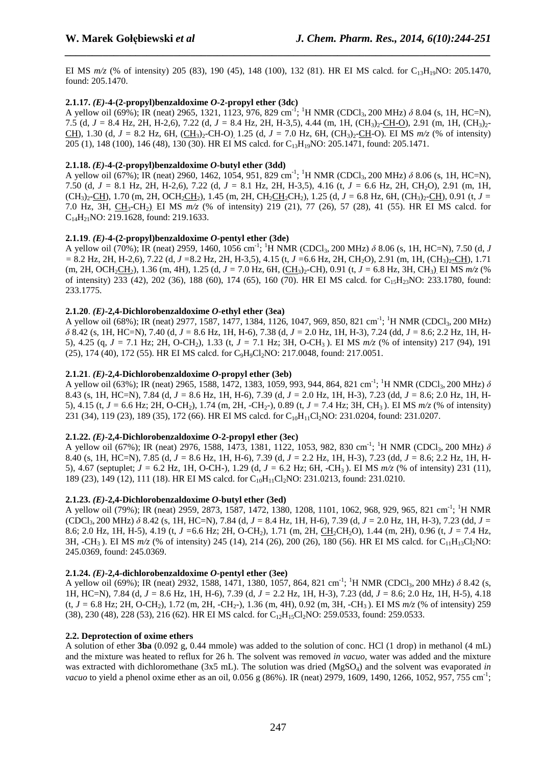EI MS *m/z* (% of intensity) 205 (83), 190 (45), 148 (100), 132 (81). HR EI MS calcd. for $C_{13}H_{19}NO$: 205.1470, found: 205.1470.

### 2.1.17. *(E)*-4-(2-propyl)benzaldoxime *O*-2-propyl ether (3dc)

A yellow oil (69%); IR (neat) 2965, 1321, 1123, 976, 829 $cm^{-1}$; $^1H$ NMR ($CDCl_3$, 200 MHz) $\delta$ 8.04 (s, 1H, HC=N), 7.5 (d, $J$ = 8.4 Hz, 2H, H-2,6), 7.22 (d, $J$ = 8.4 Hz, 2H, H-3,5), 4.44 (m, 1H, $(CH_3)_2$-CH-O), 2.91 (m, 1H, $(CH_3)_2$-CH), 1.30 (d, $J$ = 8.2 Hz, 6H, $(CH_3)_2$-CH-O), 1.25 (d, $J$ = 7.0 Hz, 6H, $(CH_3)_2$-CH-O). EI MS *m/z* (% of intensity) 205 (1), 148 (100), 146 (48), 130 (30). HR EI MS calcd. for $C_{13}H_{19}NO$: 205.1471, found: 205.1471.

### 2.1.18. *(E)*-4-(2-propyl)benzaldoxime *O*-butyl ether (3dd)

A yellow oil (67%); IR (neat) 2960, 1462, 1054, 951, 829 $cm^{-1}$; $^1H$ NMR ($CDCl_3$, 200 MHz) $\delta$ 8.06 (s, 1H, HC=N), 7.50 (d, $J$ = 8.1 Hz, 2H, H-2,6), 7.22 (d, $J$ = 8.1 Hz, 2H, H-3,5), 4.16 (t, $J$ = 6.6 Hz, 2H, $CH_2O$), 2.91 (m, 1H, $(CH_3)_2$-CH), 1.70 (m, 2H, $OCH_2CH_2$), 1.45 (m, 2H, $CH_2CH_2CH_2$), 1.25 (d, $J$ = 6.8 Hz, 6H, $(CH_3)_2$-CH), 0.91 (t, $J$ = 7.0 Hz, 3H, $CH_3$-$CH_2$). EI MS *m/z* (% of intensity) 219 (21), 77 (26), 57 (28), 41 (55). HR EI MS calcd. for $C_{14}H_{21}NO$: 219.1628, found: 219.1633.

### 2.1.19. *(E)*-4-(2-propyl)benzaldoxime *O*-pentyl ether (3de)

A yellow oil (70%); IR (neat) 2959, 1460, 1056 $cm^{-1}$; $^1H$ NMR ($CDCl_3$, 200 MHz) $\delta$ 8.06 (s, 1H, HC=N), 7.50 (d, $J$ = 8.2 Hz, 2H, H-2,6), 7.22 (d, $J$ =8.2 Hz, 2H, H-3,5), 4.15 (t, $J$ =6.6 Hz, 2H, $CH_2O$), 2.91 (m, 1H, $(CH_3)_2$-CH), 1.71 (m, 2H, $OCH_2CH_2$), 1.36 (m, 4H), 1.25 (d, $J$ = 7.0 Hz, 6H, $(CH_3)_2$-CH), 0.91 (t, $J$ = 6.8 Hz, 3H, $CH_3$). EI MS *m/z* (% of intensity) 233 (42), 202 (36), 188 (60), 174 (65), 160 (70). HR EI MS calcd. for $C_{15}H_{23}NO$: 233.1780, found: 233.1775.

### 2.1.20. *(E)*-2,4-Dichlorobenzaldoxime *O*-ethyl ether (3ea)

A yellow oil (68%); IR (neat) 2977, 1587, 1477, 1384, 1126, 1047, 969, 850, 821 $cm^{-1}$; $^1H$ NMR ($CDCl_3$, 200 MHz) $\delta$ 8.42 (s, 1H, HC=N), 7.40 (d, $J$ = 8.6 Hz, 1H, H-6), 7.38 (d, $J$ = 2.0 Hz, 1H, H-3), 7.24 (dd, $J$ = 8.6; 2.2 Hz, 1H, H-5), 4.25 (q, $J$ = 7.1 Hz; 2H, O-$CH_2$), 1.33 (t, $J$ = 7.1 Hz; 3H, O-$CH_3$ ). EI MS *m/z* (% of intensity) 217 (94), 191 (25), 174 (40), 172 (55). HR EI MS calcd. for $C_9H_9Cl_2NO$: 217.0048, found: 217.0051.

### 2.1.21. *(E)*-2,4-Dichlorobenzaldoxime *O*-propyl ether (3eb)

A yellow oil (63%); IR (neat) 2965, 1588, 1472, 1383, 1059, 993, 944, 864, 821 $cm^{-1}$; $^1H$ NMR ($CDCl_3$, 200 MHz) $\delta$ 8.43 (s, 1H, HC=N), 7.84 (d, $J$ = 8.6 Hz, 1H, H-6), 7.39 (d, $J$ = 2.0 Hz, 1H, H-3), 7.23 (dd, $J$ = 8.6; 2.0 Hz, 1H, H-5), 4.15 (t, $J$ = 6.6 Hz; 2H, O-$CH_2$), 1.74 (m, 2H, -$CH_2$-), 0.89 (t, $J$ = 7.4 Hz; 3H, $CH_3$ ). EI MS *m/z* (% of intensity) 231 (34), 119 (23), 189 (35), 172 (66). HR EI MS calcd. for $C_{10}H_{11}Cl_2NO$: 231.0204, found: 231.0207.

### 2.1.22. *(E)*-2,4-Dichlorobenzaldoxime *O*-2-propyl ether (3ec)

A yellow oil (67%); IR (neat) 2976, 1588, 1473, 1381, 1122, 1053, 982, 830 $cm^{-1}$; $^1H$ NMR ($CDCl_3$, 200 MHz) $\delta$ 8.40 (s, 1H, HC=N), 7.85 (d, $J$ = 8.6 Hz, 1H, H-6), 7.39 (d, $J$ = 2.2 Hz, 1H, H-3), 7.23 (dd, $J$ = 8.6; 2.2 Hz, 1H, H-5), 4.67 (septuplet; $J$ = 6.2 Hz, 1H, O-CH-), 1.29 (d, $J$ = 6.2 Hz; 6H, -$CH_3$ ). EI MS *m/z* (% of intensity) 231 (11), 189 (23), 149 (12), 111 (18). HR EI MS calcd. for $C_{10}H_{11}Cl_2NO$: 231.0213, found: 231.0210.

### 2.1.23. *(E)*-2,4-Dichlorobenzaldoxime *O*-butyl ether (3ed)

A yellow oil (79%); IR (neat) 2959, 2873, 1587, 1472, 1380, 1208, 1101, 1062, 968, 929, 965, 821 $cm^{-1}$; $^1H$ NMR ($CDCl_3$, 200 MHz) $\delta$ 8.42 (s, 1H, HC=N), 7.84 (d, $J$ = 8.4 Hz, 1H, H-6), 7.39 (d, $J$ = 2.0 Hz, 1H, H-3), 7.23 (dd, $J$ = 8.6; 2.0 Hz, 1H, H-5), 4.19 (t, $J$ =6.6 Hz; 2H, O-$CH_2$), 1.71 (m, 2H, $CH_2CH_2O$), 1.44 (m, 2H), 0.96 (t, $J$ = 7.4 Hz, 3H, -$CH_3$ ). EI MS *m/z* (% of intensity) 245 (14), 214 (26), 200 (26), 180 (56). HR EI MS calcd. for $C_{11}H_{13}Cl_2NO$: 245.0369, found: 245.0369.

### 2.1.24. *(E)*-2,4-dichlorobenzaldoxime *O*-pentyl ether (3ee)

A yellow oil (69%); IR (neat) 2932, 1588, 1471, 1380, 1057, 864, 821 $cm^{-1}$; $^1H$ NMR ($CDCl_3$, 200 MHz) $\delta$ 8.42 (s, 1H, HC=N), 7.84 (d, $J$ = 8.6 Hz, 1H, H-6), 7.39 (d, $J$ = 2.2 Hz, 1H, H-3), 7.23 (dd, $J$ = 8.6; 2.0 Hz, 1H, H-5), 4.18 (t, $J$ = 6.8 Hz; 2H, O-$CH_2$), 1.72 (m, 2H, -$CH_2$-), 1.36 (m, 4H), 0.92 (m, 3H, -$CH_3$ ). EI MS *m/z* (% of intensity) 259 (38), 230 (48), 228 (53), 216 (62). HR EI MS calcd. for $C_{12}H_{15}Cl_2NO$: 259.0533, found: 259.0533.

## 2.2. Deprotection of oxime ethers

A solution of ether **3ba** (0.092 g, 0.44 mmole) was added to the solution of conc. HCl (1 drop) in methanol (4 mL) and the mixture was heated to reflux for 26 h. The solvent was removed *in vacuo*, water was added and the mixture was extracted with dichloromethane (3x5 mL). The solution was dried ($MgSO_4$) and the solvent was evaporated *in vacuo* to yield a phenol oxime ether as an oil, 0.056 g (86%). IR (neat) 2979, 1609, 1490, 1266, 1052, 957, 755 $cm^{-1}$;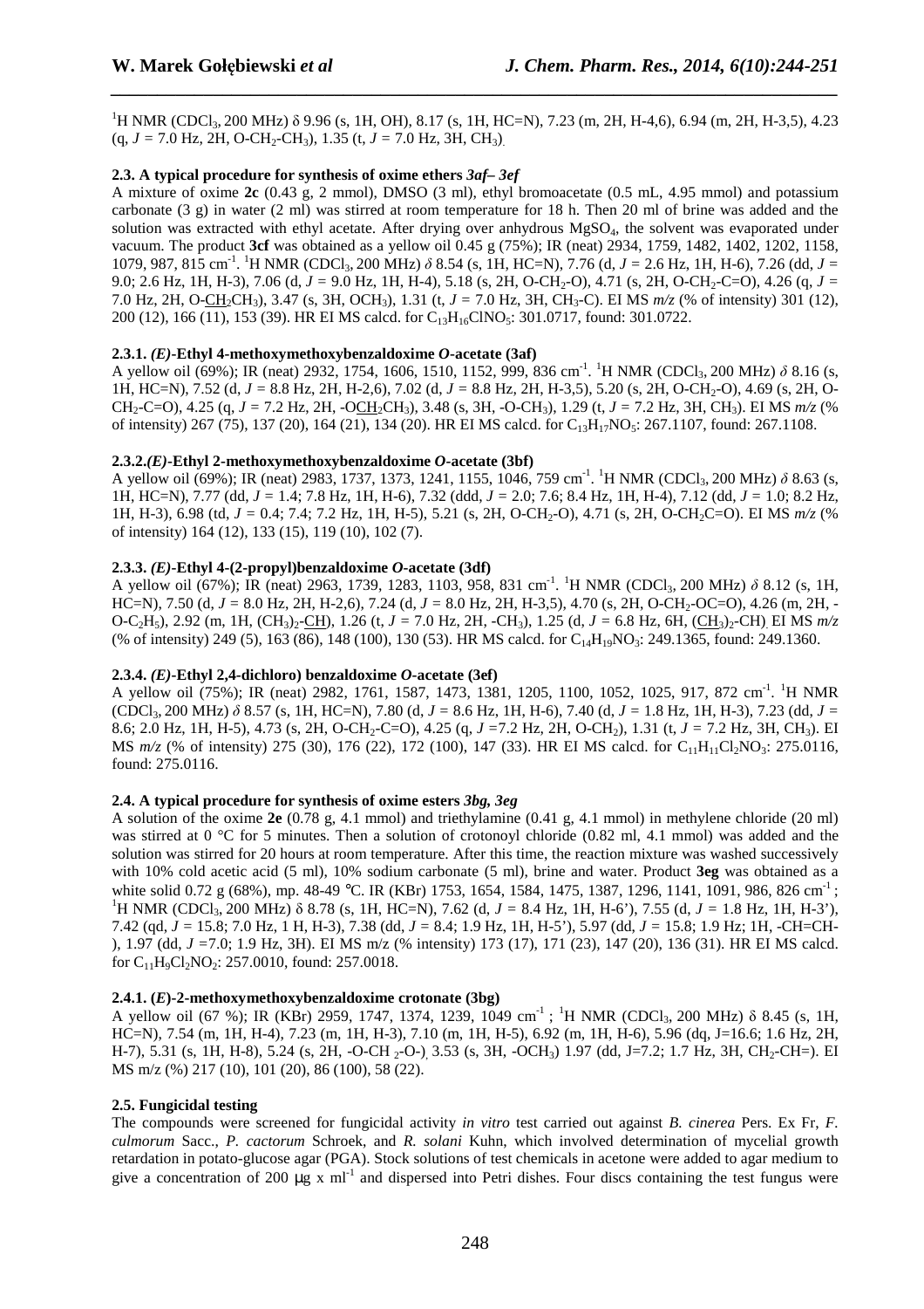$^{1}$H NMR ($CDCl_3$, 200 MHz) δ 9.96 (s, 1H, OH), 8.17 (s, 1H, HC=N), 7.23 (m, 2H, H-4,6), 6.94 (m, 2H, H-3,5), 4.23 (q, $J$ = 7.0 Hz, 2H, O-$CH_2$-$CH_3$), 1.35 (t, $J$ = 7.0 Hz, 3H, $CH_3$).

**2.3. A typical procedure for synthesis of oxime ethers *3af– 3ef***

A mixture of oxime **2c** (0.43 g, 2 mmol), DMSO (3 ml), ethyl bromoacetate (0.5 mL, 4.95 mmol) and potassium carbonate (3 g) in water (2 ml) was stirred at room temperature for 18 h. Then 20 ml of brine was added and the solution was extracted with ethyl acetate. After drying over anhydrous $MgSO_4$, the solvent was evaporated under vacuum. The product **3cf** was obtained as a yellow oil 0.45 g (75%); IR (neat) 2934, 1759, 1482, 1402, 1202, 1158, 1079, 987, 815 cm$^{-1}$. $^{1}$H NMR ($CDCl_3$, 200 MHz) *δ* 8.54 (s, 1H, HC=N), 7.76 (d, $J$ = 2.6 Hz, 1H, H-6), 7.26 (dd, $J$ = 9.0; 2.6 Hz, 1H, H-3), 7.06 (d, $J$ = 9.0 Hz, 1H, H-4), 5.18 (s, 2H, O-$CH_2$-O), 4.71 (s, 2H, O-$CH_2$-C=O), 4.26 (q, $J$ = 7.0 Hz, 2H, O-$\underline{CH_2}$CH$_3$), 3.47 (s, 3H, $OCH_3$), 1.31 (t, $J$ = 7.0 Hz, 3H, $CH_3$-C). EI MS $m/z$ (% of intensity) 301 (12), 200 (12), 166 (11), 153 (39). HR EI MS calcd. for $C_{13}H_{16}ClNO_5$: 301.0717, found: 301.0722.

**2.3.1. *(E)*-Ethyl 4-methoxymethoxybenzaldoxime *O*-acetate (3af)**

A yellow oil (69%); IR (neat) 2932, 1754, 1606, 1510, 1152, 999, 836 cm$^{-1}$. $^{1}$H NMR ($CDCl_3$, 200 MHz) *δ* 8.16 (s, 1H, HC=N), 7.52 (d, $J$ = 8.8 Hz, 2H, H-2,6), 7.02 (d, $J$ = 8.8 Hz, 2H, H-3,5), 5.20 (s, 2H, O-$CH_2$-O), 4.69 (s, 2H, O-$CH_2$-C=O), 4.25 (q, $J$ = 7.2 Hz, 2H, -O$\underline{CH_2}$CH$_3$), 3.48 (s, 3H, -O-$CH_3$), 1.29 (t, $J$ = 7.2 Hz, 3H, $CH_3$). EI MS $m/z$ (% of intensity) 267 (75), 137 (20), 164 (21), 134 (20). HR EI MS calcd. for $C_{13}H_{17}NO_5$: 267.1107, found: 267.1108.

**2.3.2.*(E)*-Ethyl 2-methoxymethoxybenzaldoxime *O*-acetate (3bf)**

A yellow oil (69%); IR (neat) 2983, 1737, 1373, 1241, 1155, 1046, 759 cm$^{-1}$. $^{1}$H NMR ($CDCl_3$, 200 MHz) *δ* 8.63 (s, 1H, HC=N), 7.77 (dd, $J$ = 1.4; 7.8 Hz, 1H, H-6), 7.32 (ddd, $J$ = 2.0; 7.6; 8.4 Hz, 1H, H-4), 7.12 (dd, $J$ = 1.0; 8.2 Hz, 1H, H-3), 6.98 (td, $J$ = 0.4; 7.4; 7.2 Hz, 1H, H-5), 5.21 (s, 2H, O-$CH_2$-O), 4.71 (s, 2H, O-$CH_2$C=O). EI MS $m/z$ (% of intensity) 164 (12), 133 (15), 119 (10), 102 (7).

**2.3.3. *(E)*-Ethyl 4-(2-propyl)benzaldoxime *O*-acetate (3df)**

A yellow oil (67%); IR (neat) 2963, 1739, 1283, 1103, 958, 831 cm$^{-1}$. $^{1}$H NMR ($CDCl_3$, 200 MHz) *δ* 8.12 (s, 1H, HC=N), 7.50 (d, $J$ = 8.0 Hz, 2H, H-2,6), 7.24 (d, $J$ = 8.0 Hz, 2H, H-3,5), 4.70 (s, 2H, O-$CH_2$-OC=O), 4.26 (m, 2H, -O-$C_2H_5$), 2.92 (m, 1H, $(CH_3)_2$-$\underline{CH}$), 1.26 (t, $J$ = 7.0 Hz, 2H, -$CH_3$), 1.25 (d, $J$ = 6.8 Hz, 6H, $(\underline{CH_3})_2$-CH). EI MS $m/z$ (% of intensity) 249 (5), 163 (86), 148 (100), 130 (53). HR MS calcd. for $C_{14}H_{19}NO_3$: 249.1365, found: 249.1360.

**2.3.4. *(E)*-Ethyl 2,4-dichloro) benzaldoxime *O*-acetate (3ef)**

A yellow oil (75%); IR (neat) 2982, 1761, 1587, 1473, 1381, 1205, 1100, 1052, 1025, 917, 872 cm$^{-1}$. $^{1}$H NMR ($CDCl_3$, 200 MHz) *δ* 8.57 (s, 1H, HC=N), 7.80 (d, $J$ = 8.6 Hz, 1H, H-6), 7.40 (d, $J$ = 1.8 Hz, 1H, H-3), 7.23 (dd, $J$ = 8.6; 2.0 Hz, 1H, H-5), 4.73 (s, 2H, O-$CH_2$-C=O), 4.25 (q, $J$ =7.2 Hz, 2H, O-$CH_2$), 1.31 (t, $J$ = 7.2 Hz, 3H, $CH_3$). EI MS $m/z$ (% of intensity) 275 (30), 176 (22), 172 (100), 147 (33). HR EI MS calcd. for $C_{11}H_{11}Cl_2NO_3$: 275.0116, found: 275.0116.

**2.4. A typical procedure for synthesis of oxime esters *3bg, 3eg***

A solution of the oxime **2e** (0.78 g, 4.1 mmol) and triethylamine (0.41 g, 4.1 mmol) in methylene chloride (20 ml) was stirred at 0 °C for 5 minutes. Then a solution of crotonoyl chloride (0.82 ml, 4.1 mmol) was added and the solution was stirred for 20 hours at room temperature. After this time, the reaction mixture was washed successively with 10% cold acetic acid (5 ml), 10% sodium carbonate (5 ml), brine and water. Product **3eg** was obtained as a white solid 0.72 g (68%), mp. 48-49 °C. IR (KBr) 1753, 1654, 1584, 1475, 1387, 1296, 1141, 1091, 986, 826 cm$^{-1}$; $^{1}$H NMR ($CDCl_3$, 200 MHz) δ 8.78 (s, 1H, HC=N), 7.62 (d, $J$ = 8.4 Hz, 1H, H-6'), 7.55 (d, $J$ = 1.8 Hz, 1H, H-3'), 7.42 (qd, $J$ = 15.8; 7.0 Hz, 1 H, H-3), 7.38 (dd, $J$ = 8.4; 1.9 Hz, 1H, H-5'), 5.97 (dd, $J$ = 15.8; 1.9 Hz; 1H, -CH=CH-), 1.97 (dd, $J$ =7.0; 1.9 Hz, 3H). EI MS m/z (% intensity) 173 (17), 171 (23), 147 (20), 136 (31). HR EI MS calcd. for $C_{11}H_9Cl_2NO_2$: 257.0010, found: 257.0018.

**2.4.1. (*E*)-2-methoxymethoxybenzaldoxime crotonate (3bg)**

A yellow oil (67 %); IR (KBr) 2959, 1747, 1374, 1239, 1049 cm$^{-1}$ ; $^{1}$H NMR ($CDCl_3$, 200 MHz) δ 8.45 (s, 1H, HC=N), 7.54 (m, 1H, H-4), 7.23 (m, 1H, H-3), 7.10 (m, 1H, H-5), 6.92 (m, 1H, H-6), 5.96 (dq, J=16.6; 1.6 Hz, 2H, H-7), 5.31 (s, 1H, H-8), 5.24 (s, 2H, -O-$CH_2$-O-), 3.53 (s, 3H, -$OCH_3$) 1.97 (dd, J=7.2; 1.7 Hz, 3H, $CH_2$-CH=). EI MS m/z (%) 217 (10), 101 (20), 86 (100), 58 (22).

**2.5. Fungicidal testing**

The compounds were screened for fungicidal activity *in vitro* test carried out against *B. cinerea* Pers. Ex Fr, *F. culmorum* Sacc., *P. cactorum* Schroek, and *R. solani* Kuhn, which involved determination of mycelial growth retardation in potato-glucose agar (PGA). Stock solutions of test chemicals in acetone were added to agar medium to give a concentration of 200 μg x ml$^{-1}$ and dispersed into Petri dishes. Four discs containing the test fungus were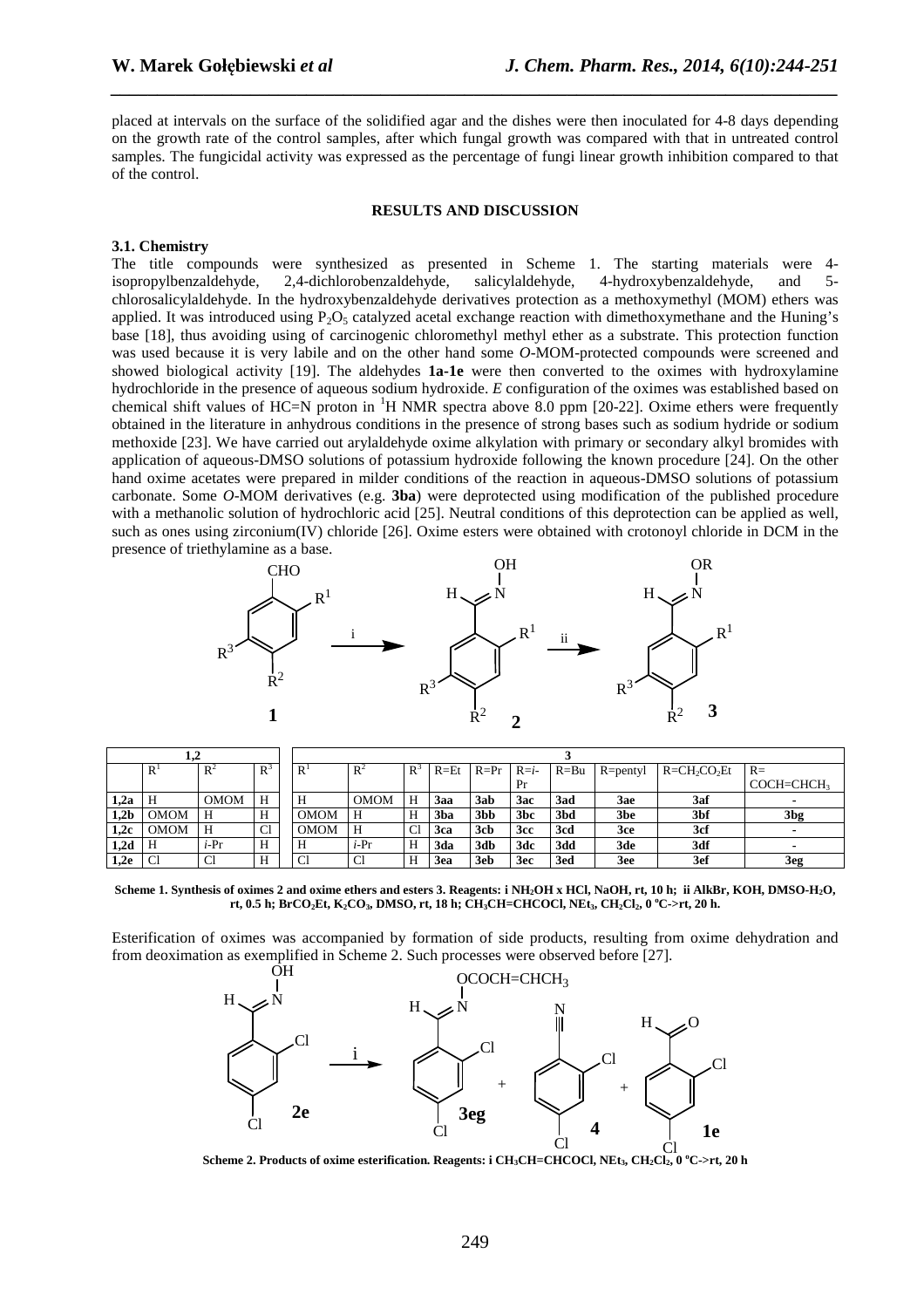placed at intervals on the surface of the solidified agar and the dishes were then inoculated for 4-8 days depending on the growth rate of the control samples, after which fungal growth was compared with that in untreated control samples. The fungicidal activity was expressed as the percentage of fungi linear growth inhibition compared to that of the control.

## RESULTS AND DISCUSSION

### 3.1. Chemistry

The title compounds were synthesized as presented in Scheme 1. The starting materials were 4-isopropylbenzaldehyde, 2,4-dichlorobenzaldehyde, salicylaldehyde, 4-hydroxybenzaldehyde, and 5-chlorosalicylaldehyde. In the hydroxybenzaldehyde derivatives protection as a methoxymethyl (MOM) ethers was applied. It was introduced using $P_2O_5$ catalyzed acetal exchange reaction with dimethoxymethane and the Huning's base [18], thus avoiding using of carcinogenic chloromethyl methyl ether as a substrate. This protection function was used because it is very labile and on the other hand some *O*-MOM-protected compounds were screened and showed biological activity [19]. The aldehydes **1a-1e** were then converted to the oximes with hydroxylamine hydrochloride in the presence of aqueous sodium hydroxide. *E* configuration of the oximes was established based on chemical shift values of HC=N proton in $^1H$ NMR spectra above 8.0 ppm [20-22]. Oxime ethers were frequently obtained in the literature in anhydrous conditions in the presence of strong bases such as sodium hydride or sodium methoxide [23]. We have carried out arylaldehyde oxime alkylation with primary or secondary alkyl bromides with application of aqueous-DMSO solutions of potassium hydroxide following the known procedure [24]. On the other hand oxime acetates were prepared in milder conditions of the reaction in aqueous-DMSO solutions of potassium carbonate. Some *O*-MOM derivatives (e.g. **3ba**) were deprotected using modification of the published procedure with a methanolic solution of hydrochloric acid [25]. Neutral conditions of this deprotection can be applied as well, such as ones using zirconium(IV) chloride [26]. Oxime esters were obtained with crotonoyl chloride in DCM in the presence of triethylamine as a base.

| 1,2 | $R^1$ | $R^2$ | $R^3$ | $R^1$ | $R^2$ | $R^3$ | R=Et | R=Pr | R=*i*-Pr | R=Bu | R=pentyl | $R=CH_2CO_2Et$ | $R=COCH=CHCH_3$ |
|---|---|---|---|---|---|---|---|---|---|---|---|---|---|
| **1,2a** | H | OMOM | H | H | OMOM | H | **3aa** | **3ab** | **3ac** | **3ad** | **3ae** | **3af** | - |
| **1,2b** | OMOM | H | H | OMOM | H | H | **3ba** | **3bb** | **3bc** | **3bd** | **3be** | **3bf** | **3bg** |
| **1,2c** | OMOM | H | Cl | OMOM | H | Cl | **3ca** | **3cb** | **3cc** | **3cd** | **3ce** | **3cf** | - |
| **1,2d** | H | *i*-Pr | H | H | *i*-Pr | H | **3da** | **3db** | **3dc** | **3dd** | **3de** | **3df** | - |
| **1,2e** | Cl | Cl | H | Cl | Cl | H | **3ea** | **3eb** | **3ec** | **3ed** | **3ee** | **3ef** | **3eg** |

**Scheme 1. Synthesis of oximes 2 and oxime ethers and esters 3. Reagents: i $NH_2OH$ x HCl, NaOH, rt, 10 h; ii AlkBr, KOH, DMSO-$H_2O$, rt, 0.5 h; $BrCO_2Et$, $K_2CO_3$, DMSO, rt, 18 h; $CH_3CH=CHCOCl$, $NEt_3$, $CH_2Cl_2$, 0 °C->rt, 20 h.**

Esterification of oximes was accompanied by formation of side products, resulting from oxime dehydration and from deoximation as exemplified in Scheme 2. Such processes were observed before [27].

**Scheme 2. Products of oxime esterification. Reagents: i $CH_3CH=CHCOCl$, $NEt_3$, $CH_2Cl_2$, 0 °C->rt, 20 h**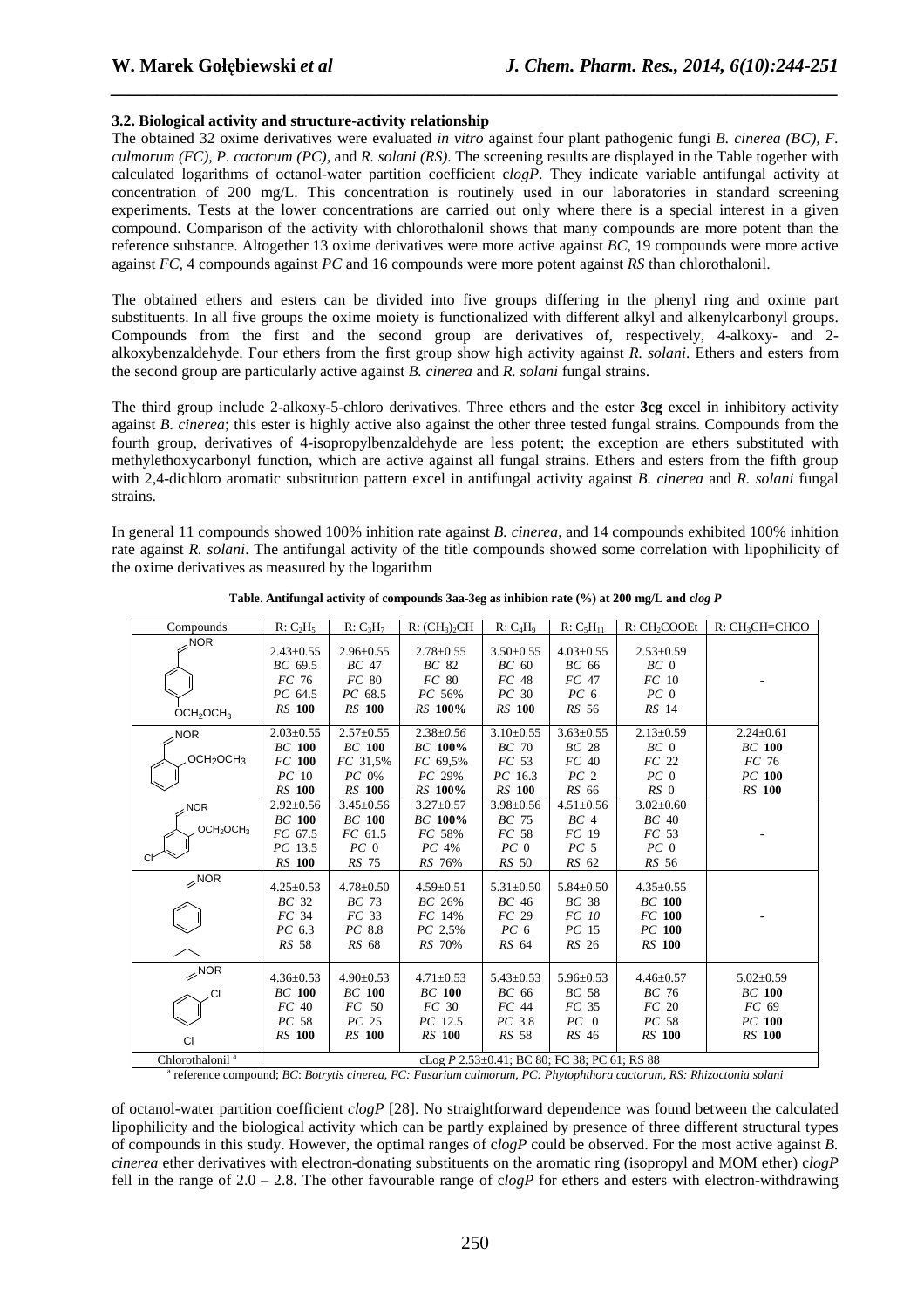### 3.2. Biological activity and structure-activity relationship

The obtained 32 oxime derivatives were evaluated *in vitro* against four plant pathogenic fungi *B. cinerea (BC), F. culmorum (FC), P. cactorum (PC)*, and *R. solani (RS)*. The screening results are displayed in the Table together with calculated logarithms of octanol-water partition coefficient c*logP*. They indicate variable antifungal activity at concentration of 200 mg/L. This concentration is routinely used in our laboratories in standard screening experiments. Tests at the lower concentrations are carried out only where there is a special interest in a given compound. Comparison of the activity with chlorothalonil shows that many compounds are more potent than the reference substance. Altogether 13 oxime derivatives were more active against *BC*, 19 compounds were more active against *FC*, 4 compounds against *PC* and 16 compounds were more potent against *RS* than chlorothalonil.

The obtained ethers and esters can be divided into five groups differing in the phenyl ring and oxime part substituents. In all five groups the oxime moiety is functionalized with different alkyl and alkenylcarbonyl groups. Compounds from the first and the second group are derivatives of, respectively, 4-alkoxy- and 2-alkoxybenzaldehyde. Four ethers from the first group show high activity against *R. solani*. Ethers and esters from the second group are particularly active against *B. cinerea* and *R. solani* fungal strains.

The third group include 2-alkoxy-5-chloro derivatives. Three ethers and the ester **3cg** excel in inhibitory activity against *B. cinerea*; this ester is highly active also against the other three tested fungal strains. Compounds from the fourth group, derivatives of 4-isopropylbenzaldehyde are less potent; the exception are ethers substituted with methylethoxycarbonyl function, which are active against all fungal strains. Ethers and esters from the fifth group with 2,4-dichloro aromatic substitution pattern excel in antifungal activity against *B. cinerea* and *R. solani* fungal strains.

In general 11 compounds showed 100% inhition rate against *B. cinerea*, and 14 compounds exhibited 100% inhition rate against *R. solani*. The antifungal activity of the title compounds showed some correlation with lipophilicity of the oxime derivatives as measured by the logarithm

**Table**. **Antifungal activity of compounds 3aa-3eg as inhibion rate (%) at 200 mg/L and c*log P***

| Compounds | R: $C_2H_5$ | R: $C_3H_7$ | R: $(CH_3)_2CH$ | R: $C_4H_9$ | R: $C_5H_{11}$ | R: $CH_2COOEt$ | R: $CH_3CH{=}CHCO$ |
|---|---|---|---|---|---|---|---|
| 4-($OCH_2OCH_3$)-phenyl-CH=NOR | 2.43±0.55<br>*BC* 69.5<br>*FC* 76<br>*PC* 64.5<br>*RS* **100** | 2.96±0.55<br>*BC* 47<br>*FC* 80<br>*PC* 68.5<br>*RS* **100** | 2.78±0.55<br>*BC* 82<br>*FC* 80<br>*PC* 56%<br>*RS* **100%** | 3.50±0.55<br>*BC* 60<br>*FC* 48<br>*PC* 30<br>*RS* **100** | 4.03±0.55<br>*BC* 66<br>*FC* 47<br>*PC* 6<br>*RS* 56 | 2.53±0.59<br>*BC* 0<br>*FC* 10<br>*PC* 0<br>*RS* 14 | - |
| 2-($OCH_2OCH_3$)-phenyl-CH=NOR | 2.03±0.55<br>*BC* **100**<br>*FC* **100**<br>*PC* 10<br>*RS* **100** | 2.57±0.55<br>*BC* **100**<br>*FC* 31,5%<br>*PC* 0%<br>*RS* **100** | 2.38±*0.56*<br>*BC* **100%**<br>*FC* 69,5%<br>*PC* 29%<br>*RS* **100%** | 3.10±0.55<br>*BC* 70<br>*FC* 53<br>*PC* 16.3<br>*RS* **100** | 3.63±0.55<br>*BC* 28<br>*FC* 40<br>*PC* 2<br>*RS* 66 | 2.13±0.59<br>*BC* 0<br>*FC* 22<br>*PC* 0<br>*RS* 0 | 2.24±0.61<br>*BC* **100**<br>*FC* 76<br>*PC* **100**<br>*RS* **100** |
| 2-($OCH_2OCH_3$)-5-Cl-phenyl-CH=NOR | 2.92±0.56<br>*BC* **100**<br>*FC* 67.5<br>*PC* 13.5<br>*RS* **100** | 3.45±0.56<br>*BC* **100**<br>*FC* 61.5<br>*PC* 0<br>*RS* 75 | 3.27±0.57<br>*BC* **100%**<br>*FC* 58%<br>*PC* 4%<br>*RS* 76% | 3.98±0.56<br>*BC* 75<br>*FC* 58<br>*PC* 0<br>*RS* 50 | 4.51±0.56<br>*BC* 4<br>*FC* 19<br>*PC* 5<br>*RS* 62 | 3.02±0.60<br>*BC* 40<br>*FC* 53<br>*PC* 0<br>*RS* 56 | - |
| 4-isopropyl-phenyl-CH=NOR | 4.25±0.53<br>*BC* 32<br>*FC* 34<br>*PC* 6.3<br>*RS* 58 | 4.78±0.50<br>*BC* 73<br>*FC* 33<br>*PC* 8.8<br>*RS* 68 | 4.59±0.51<br>*BC* 26%<br>*FC* 14%<br>*PC* 2,5%<br>*RS* 70% | 5.31±0.50<br>*BC* 46<br>*FC* 29<br>*PC* 6<br>*RS* 64 | 5.84±0.50<br>*BC* 38<br>*FC* 10<br>*PC* 15<br>*RS* 26 | 4.35±0.55<br>*BC* **100**<br>*FC* **100**<br>*PC* **100**<br>*RS* **100** | - |
| 2,4-dichloro-phenyl-CH=NOR | 4.36±0.53<br>*BC* **100**<br>*FC* 40<br>*PC* 58<br>*RS* **100** | 4.90±0.53<br>*BC* **100**<br>*FC* 50<br>*PC* 25<br>*RS* **100** | 4.71±0.53<br>*BC* **100**<br>*FC* 30<br>*PC* 12.5<br>*RS* **100** | 5.43±0.53<br>*BC* 66<br>*FC* 44<br>*PC* 3.8<br>*RS* 58 | 5.96±0.53<br>*BC* 58<br>*FC* 35<br>*PC* 0<br>*RS* 46 | 4.46±0.57<br>*BC* 76<br>*FC* 20<br>*PC* 58<br>*RS* **100** | 5.02±0.59<br>*BC* **100**<br>*FC* 69<br>*PC* **100**<br>*RS* **100** |
| Chlorothalonil [a] | cLog *P* 2.53±0.41; BC 80; FC 38; PC 61; RS 88 | | | | | | |

[a] reference compound; *BC*: *Botrytis cinerea, FC: Fusarium culmorum, PC: Phytophthora cactorum, RS: Rhizoctonia solani*

of octanol-water partition coefficient *clogP* [28]. No straightforward dependence was found between the calculated lipophilicity and the biological activity which can be partly explained by presence of three different structural types of compounds in this study. However, the optimal ranges of c*logP* could be observed. For the most active against *B. cinerea* ether derivatives with electron-donating substituents on the aromatic ring (isopropyl and MOM ether) c*logP* fell in the range of 2.0 – 2.8. The other favourable range of c*logP* for ethers and esters with electron-withdrawing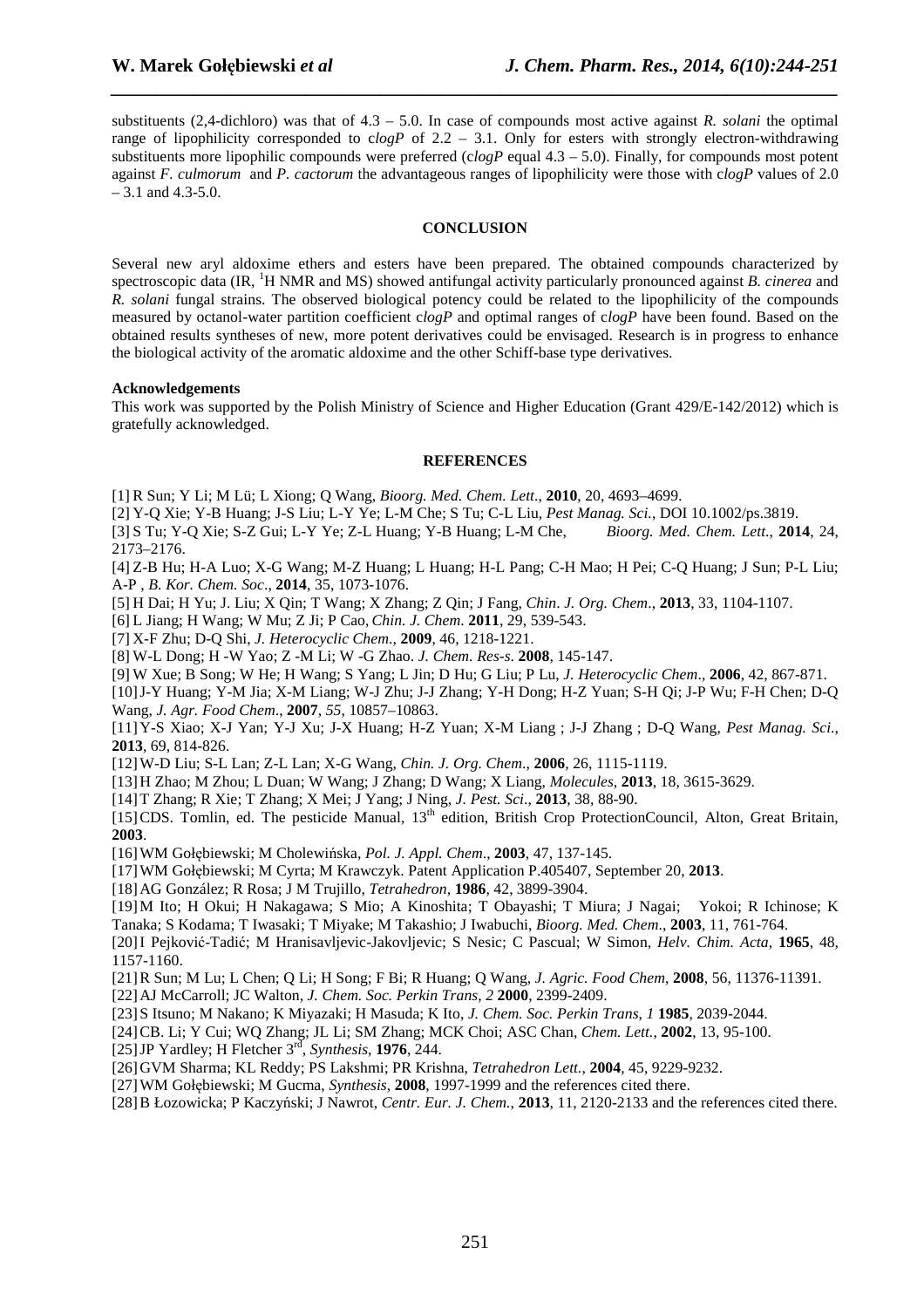substituents (2,4-dichloro) was that of 4.3 – 5.0. In case of compounds most active against *R. solani* the optimal range of lipophilicity corresponded to c*logP* of 2.2 – 3.1. Only for esters with strongly electron-withdrawing substituents more lipophilic compounds were preferred (c*logP* equal 4.3 – 5.0). Finally, for compounds most potent against *F. culmorum* and *P. cactorum* the advantageous ranges of lipophilicity were those with c*logP* values of 2.0 – 3.1 and 4.3-5.0.

## CONCLUSION

Several new aryl aldoxime ethers and esters have been prepared. The obtained compounds characterized by spectroscopic data (IR, $^1$H NMR and MS) showed antifungal activity particularly pronounced against *B. cinerea* and *R. solani* fungal strains. The observed biological potency could be related to the lipophilicity of the compounds measured by octanol-water partition coefficient c*logP* and optimal ranges of c*logP* have been found. Based on the obtained results syntheses of new, more potent derivatives could be envisaged. Research is in progress to enhance the biological activity of the aromatic aldoxime and the other Schiff-base type derivatives.

**Acknowledgements**

This work was supported by the Polish Ministry of Science and Higher Education (Grant 429/E-142/2012) which is gratefully acknowledged.

## REFERENCES

[1] R Sun; Y Li; M Lü; L Xiong; Q Wang, *Bioorg. Med. Chem. Lett*., **2010**, 20, 4693–4699.

[2] Y-Q Xie; Y-B Huang; J-S Liu; L-Y Ye; L-M Che; S Tu; C-L Liu, *Pest Manag. Sci.*, DOI 10.1002/ps.3819.

[3] S Tu; Y-Q Xie; S-Z Gui; L-Y Ye; Z-L Huang; Y-B Huang; L-M Che, *Bioorg. Med. Chem. Lett.*, **2014**, 24, 2173–2176.

[4] Z-B Hu; H-A Luo; X-G Wang; M-Z Huang; L Huang; H-L Pang; C-H Mao; H Pei; C-Q Huang; J Sun; P-L Liu; A-P , *B. Kor. Chem. Soc*., **2014**, 35, 1073-1076.

[5] H Dai; H Yu; J. Liu; X Qin; T Wang; X Zhang; Z Qin; J Fang, *Chin*. *J. Org. Chem*., **2013**, 33, 1104-1107.

[6] L Jiang; H Wang; W Mu; Z Ji; P Cao, *Chin. J. Chem*. **2011**, 29, 539-543.

[7] X-F Zhu; D-Q Shi, *J. Heterocyclic Chem*., **2009**, 46, 1218-1221.

[8] W-L Dong; H -W Yao; Z -M Li; W -G Zhao. *J. Chem. Res-s.* **2008**, 145-147.

[9] W Xue; B Song; W He; H Wang; S Yang; L Jin; D Hu; G Liu; P Lu, *J. Heterocyclic Chem*., **2006**, 42, 867-871.

[10] J-Y Huang; Y-M Jia; X-M Liang; W-J Zhu; J-J Zhang; Y-H Dong; H-Z Yuan; S-H Qi; J-P Wu; F-H Chen; D-Q Wang, *J. Agr. Food Chem*., **2007**, *55*, 10857–10863.

[11] Y-S Xiao; X-J Yan; Y-J Xu; J-X Huang; H-Z Yuan; X-M Liang ; J-J Zhang ; D-Q Wang, *Pest Manag. Sci.*, **2013**, 69, 814-826.

[12] W-D Liu; S-L Lan; Z-L Lan; X-G Wang, *Chin. J. Org. Chem*., **2006**, 26, 1115-1119.

[13] H Zhao; M Zhou; L Duan; W Wang; J Zhang; D Wang; X Liang, *Molecules*, **2013**, 18, 3615-3629.

[14] T Zhang; R Xie; T Zhang; X Mei; J Yang; J Ning, *J. Pest. Sci*., **2013**, 38, 88-90.

[15] CDS. Tomlin, ed. The pesticide Manual, 13$^{th}$ edition, British Crop ProtectionCouncil, Alton, Great Britain, **2003**.

[16] WM Gołębiewski; M Cholewińska, *Pol. J. Appl. Chem*., **2003**, 47, 137-145.

[17] WM Gołębiewski; M Cyrta; M Krawczyk. Patent Application P.405407, September 20, **2013**.

[18] AG González; R Rosa; J M Trujillo, *Tetrahedron*, **1986**, 42, 3899-3904.

[19] M Ito; H Okui; H Nakagawa; S Mio; A Kinoshita; T Obayashi; T Miura; J Nagai; Yokoi; R Ichinose; K Tanaka; S Kodama; T Iwasaki; T Miyake; M Takashio; J Iwabuchi, *Bioorg. Med. Chem*., **2003**, 11, 761-764.

[20] I Pejković-Tadić; M Hranisavljevic-Jakovljevic; S Nesic; C Pascual; W Simon, *Helv. Chim. Acta*, **1965**, 48, 1157-1160.

[21] R Sun; M Lu; L Chen; Q Li; H Song; F Bi; R Huang; Q Wang, *J. Agric. Food Chem*, **2008**, 56, 11376-11391.

[22] AJ McCarroll; JC Walton, *J. Chem. Soc. Perkin Trans, 2* **2000**, 2399-2409.

[23] S Itsuno; M Nakano; K Miyazaki; H Masuda; K Ito, *J. Chem. Soc. Perkin Trans, 1* **1985**, 2039-2044.

[24] CB. Li; Y Cui; WQ Zhang; JL Li; SM Zhang; MCK Choi; ASC Chan, *Chem. Lett.*, **2002**, 13, 95-100.

[25] JP Yardley; H Fletcher 3$^{rd}$, *Synthesis*, **1976**, 244.

[26] GVM Sharma; KL Reddy; PS Lakshmi; PR Krishna, *Tetrahedron Lett.*, **2004**, 45, 9229-9232.

[27] WM Gołębiewski; M Gucma, *Synthesis*, **2008**, 1997-1999 and the references cited there.

[28] B Łozowicka; P Kaczyński; J Nawrot, *Centr. Eur. J. Chem*., **2013**, 11, 2120-2133 and the references cited there.